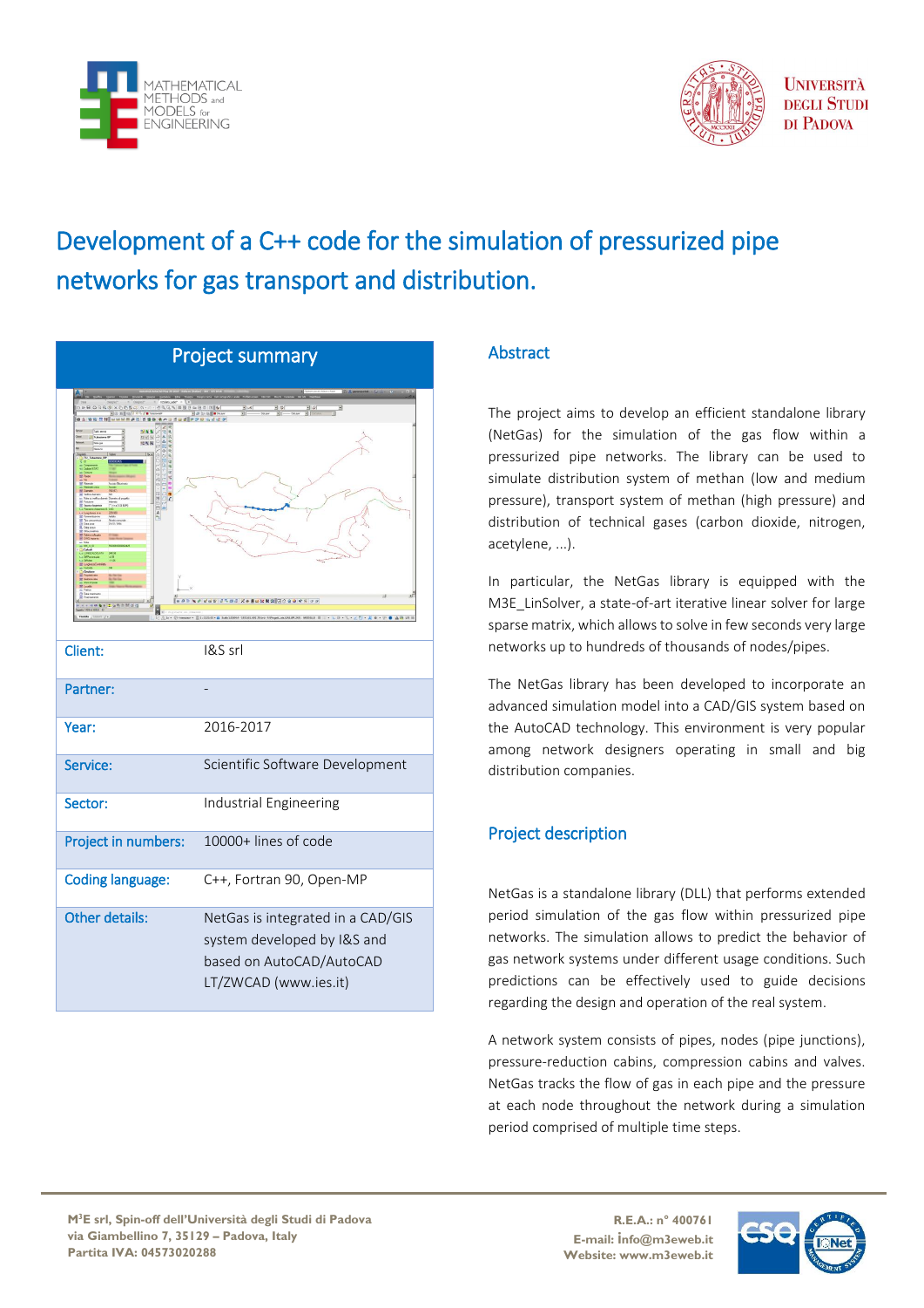# Development of a C++ code for the simulation of pressurized pipe networks for gas transport and distribution.

## Project summary

| | |
|---|---|
| Client: | I&S srl |
| Partner: | - |
| Year: | 2016-2017 |
| Service: | Scientific Software Development |
| Sector: | Industrial Engineering |
| Project in numbers: | 10000+ lines of code |
| Coding language: | C++, Fortran 90, Open-MP |
| Other details: | NetGas is integrated in a CAD/GIS system developed by I&S and based on AutoCAD/AutoCAD LT/ZWCAD (www.ies.it) |

## Abstract

The project aims to develop an efficient standalone library (NetGas) for the simulation of the gas flow within a pressurized pipe networks. The library can be used to simulate distribution system of methan (low and medium pressure), transport system of methan (high pressure) and distribution of technical gases (carbon dioxide, nitrogen, acetylene, ...).

In particular, the NetGas library is equipped with the M3E_LinSolver, a state-of-art iterative linear solver for large sparse matrix, which allows to solve in few seconds very large networks up to hundreds of thousands of nodes/pipes.

The NetGas library has been developed to incorporate an advanced simulation model into a CAD/GIS system based on the AutoCAD technology. This environment is very popular among network designers operating in small and big distribution companies.

## Project description

NetGas is a standalone library (DLL) that performs extended period simulation of the gas flow within pressurized pipe networks. The simulation allows to predict the behavior of gas network systems under different usage conditions. Such predictions can be effectively used to guide decisions regarding the design and operation of the real system.

A network system consists of pipes, nodes (pipe junctions), pressure-reduction cabins, compression cabins and valves. NetGas tracks the flow of gas in each pipe and the pressure at each node throughout the network during a simulation period comprised of multiple time steps.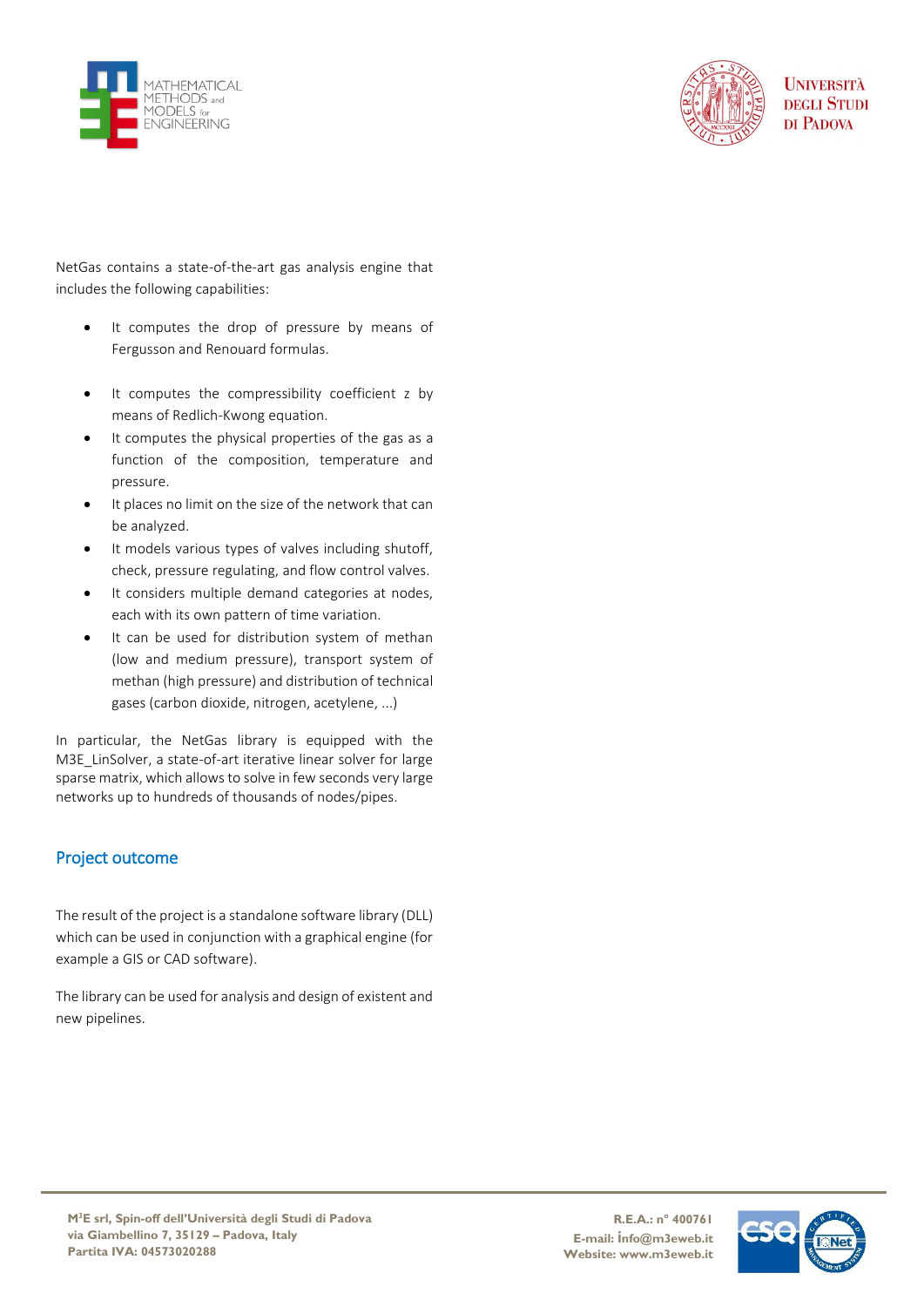NetGas contains a state-of-the-art gas analysis engine that includes the following capabilities:

- It computes the drop of pressure by means of Fergusson and Renouard formulas.

- It computes the compressibility coefficient z by means of Redlich-Kwong equation.
- It computes the physical properties of the gas as a function of the composition, temperature and pressure.
- It places no limit on the size of the network that can be analyzed.
- It models various types of valves including shutoff, check, pressure regulating, and flow control valves.
- It considers multiple demand categories at nodes, each with its own pattern of time variation.
- It can be used for distribution system of methan (low and medium pressure), transport system of methan (high pressure) and distribution of technical gases (carbon dioxide, nitrogen, acetylene, ...)

In particular, the NetGas library is equipped with the M3E_LinSolver, a state-of-art iterative linear solver for large sparse matrix, which allows to solve in few seconds very large networks up to hundreds of thousands of nodes/pipes.

## Project outcome

The result of the project is a standalone software library (DLL) which can be used in conjunction with a graphical engine (for example a GIS or CAD software).

The library can be used for analysis and design of existent and new pipelines.